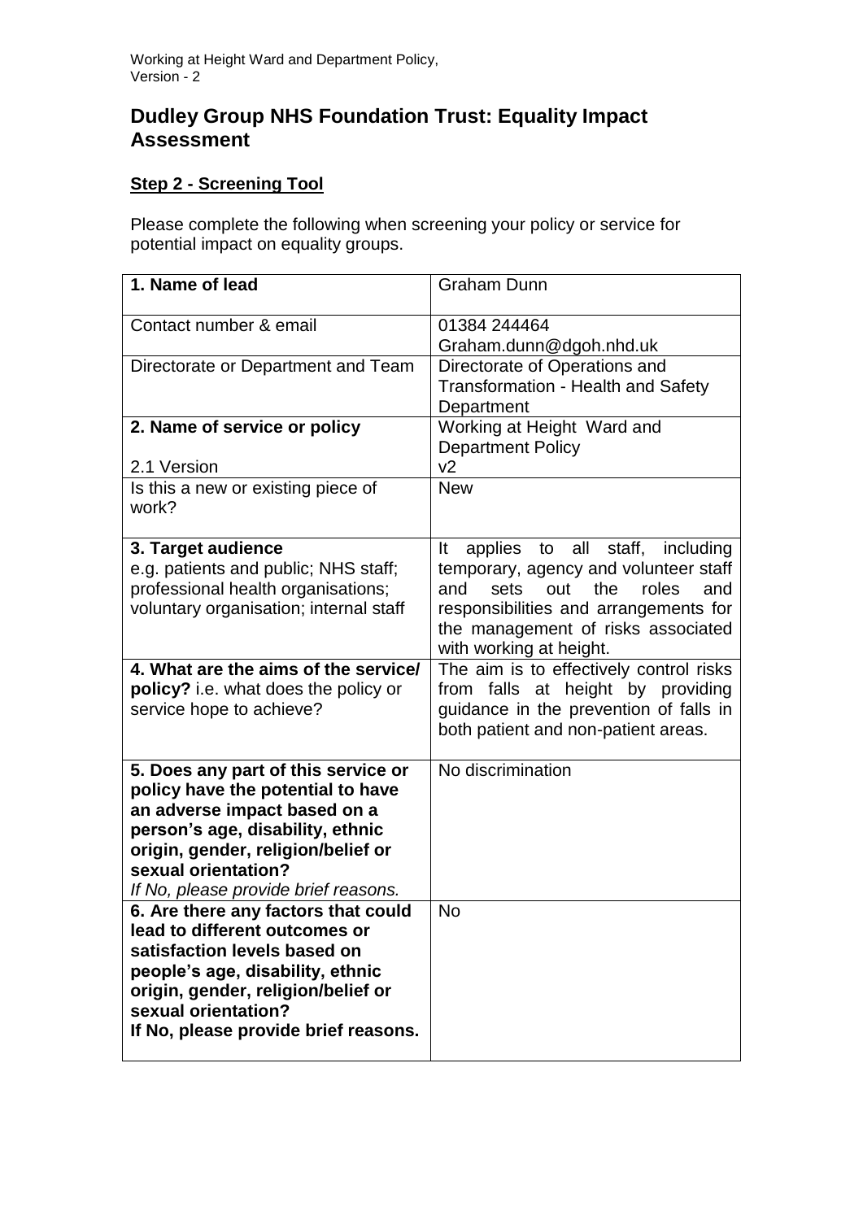# Dudley Group NHS Foundation Trust: Equality Impact Assessment

## Step 2 - Screening Tool

Please complete the following when screening your policy or service for potential impact on equality groups.

| | |
|---|---|
| **1. Name of lead** | Graham Dunn |
| Contact number & email | 01384 244464<br>Graham.dunn@dgoh.nhd.uk |
| Directorate or Department and Team | Directorate of Operations and Transformation - Health and Safety Department |
| **2. Name of service or policy**<br><br>2.1 Version | Working at Height Ward and Department Policy<br>v2 |
| Is this a new or existing piece of work? | New |
| **3. Target audience**<br>e.g. patients and public; NHS staff; professional health organisations; voluntary organisation; internal staff | It applies to all staff, including temporary, agency and volunteer staff and sets out the roles and responsibilities and arrangements for the management of risks associated with working at height. |
| **4. What are the aims of the service/ policy?** i.e. what does the policy or service hope to achieve? | The aim is to effectively control risks from falls at height by providing guidance in the prevention of falls in both patient and non-patient areas. |
| **5. Does any part of this service or policy have the potential to have an adverse impact based on a person's age, disability, ethnic origin, gender, religion/belief or sexual orientation?**<br>*If No, please provide brief reasons.* | No discrimination |
| **6. Are there any factors that could lead to different outcomes or satisfaction levels based on people's age, disability, ethnic origin, gender, religion/belief or sexual orientation?**<br>**If No, please provide brief reasons.** | No |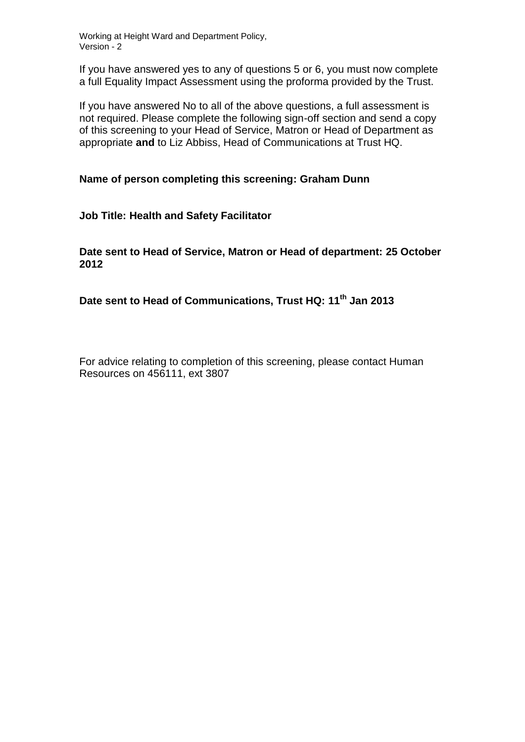If you have answered yes to any of questions 5 or 6, you must now complete a full Equality Impact Assessment using the proforma provided by the Trust.

If you have answered No to all of the above questions, a full assessment is not required. Please complete the following sign-off section and send a copy of this screening to your Head of Service, Matron or Head of Department as appropriate **and** to Liz Abbiss, Head of Communications at Trust HQ.

**Name of person completing this screening: Graham Dunn**

**Job Title: Health and Safety Facilitator**

**Date sent to Head of Service, Matron or Head of department: 25 October 2012**

**Date sent to Head of Communications, Trust HQ: 11th Jan 2013**

For advice relating to completion of this screening, please contact Human Resources on 456111, ext 3807